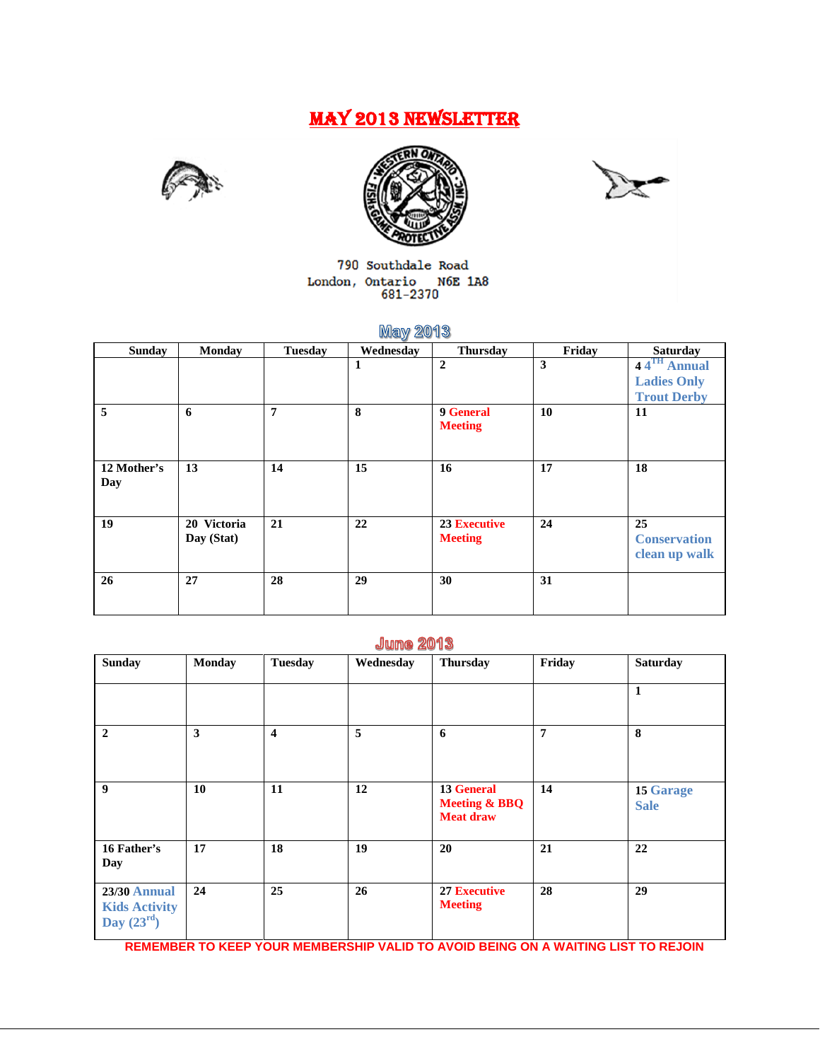# MAY 2013 NEWSLETTER

790 Southdale Road
London, Ontario   N6E 1A8
681-2370

## May 2013

| Sunday | Monday | Tuesday | Wednesday | Thursday | Friday | Saturday |
|---|---|---|---|---|---|---|
| | | | 1 | 2 | 3 | 4 4TH Annual Ladies Only Trout Derby |
| 5 | 6 | 7 | 8 | 9 General Meeting | 10 | 11 |
| 12 Mother's Day | 13 | 14 | 15 | 16 | 17 | 18 |
| 19 | 20 Victoria Day (Stat) | 21 | 22 | 23 Executive Meeting | 24 | 25 Conservation clean up walk |
| 26 | 27 | 28 | 29 | 30 | 31 | |

## June 2013

| Sunday | Monday | Tuesday | Wednesday | Thursday | Friday | Saturday |
|---|---|---|---|---|---|---|
| | | | | | | 1 |
| 2 | 3 | 4 | 5 | 6 | 7 | 8 |
| 9 | 10 | 11 | 12 | 13 General Meeting & BBQ Meat draw | 14 | 15 Garage Sale |
| 16 Father's Day | 17 | 18 | 19 | 20 | 21 | 22 |
| 23/30 Annual Kids Activity Day (23rd) | 24 | 25 | 26 | 27 Executive Meeting | 28 | 29 |

**REMEMBER TO KEEP YOUR MEMBERSHIP VALID TO AVOID BEING ON A WAITING LIST TO REJOIN**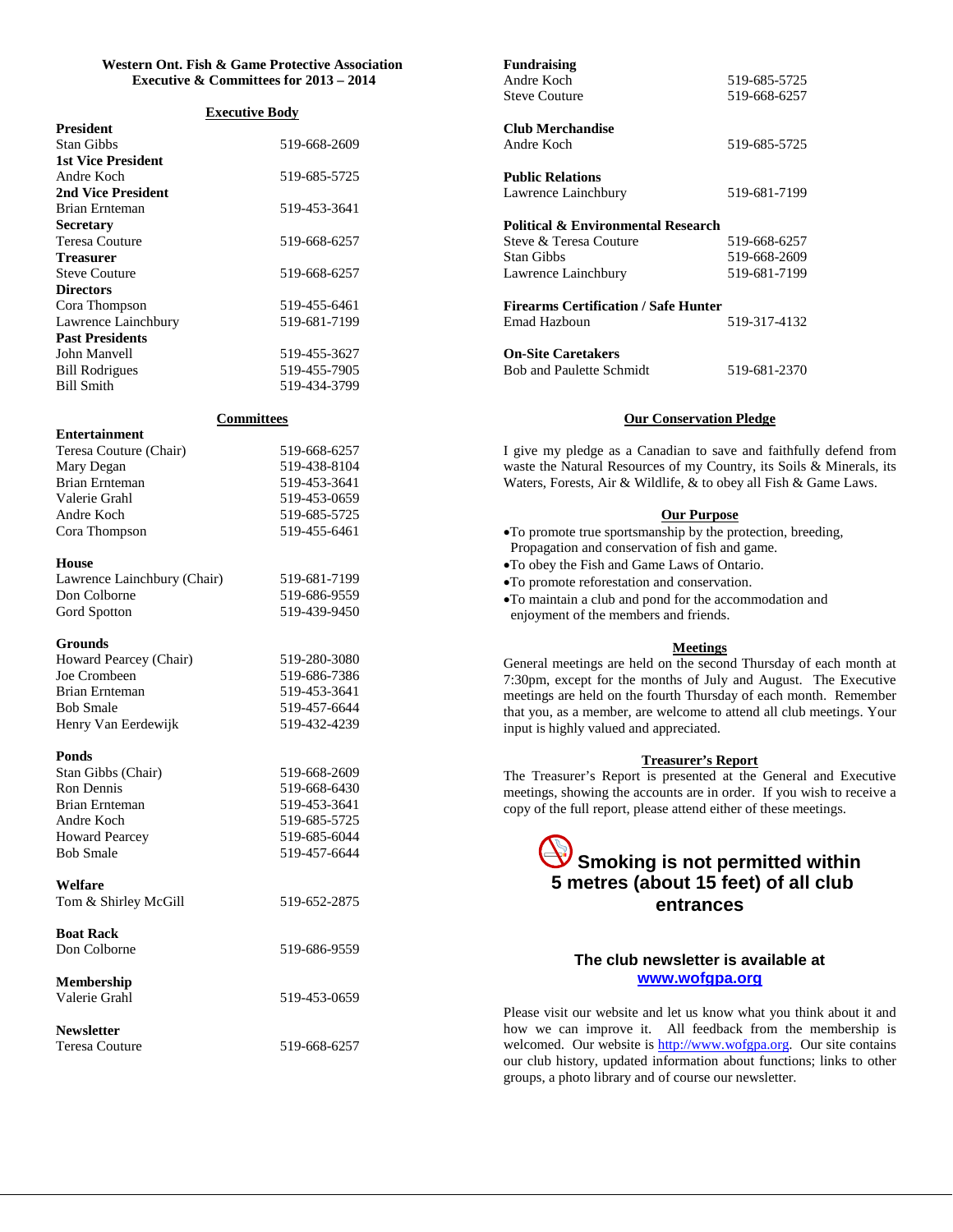**Western Ont. Fish & Game Protective Association**
**Executive & Committees for 2013 – 2014**

## Executive Body

| | |
|---|---|
| **President** | |
| Stan Gibbs | 519-668-2609 |
| **1st Vice President** | |
| Andre Koch | 519-685-5725 |
| **2nd Vice President** | |
| Brian Ernteman | 519-453-3641 |
| **Secretary** | |
| Teresa Couture | 519-668-6257 |
| **Treasurer** | |
| Steve Couture | 519-668-6257 |
| **Directors** | |
| Cora Thompson | 519-455-6461 |
| Lawrence Lainchbury | 519-681-7199 |
| **Past Presidents** | |
| John Manvell | 519-455-3627 |
| Bill Rodrigues | 519-455-7905 |
| Bill Smith | 519-434-3799 |

## Committees

| | |
|---|---|
| **Entertainment** | |
| Teresa Couture (Chair) | 519-668-6257 |
| Mary Degan | 519-438-8104 |
| Brian Ernteman | 519-453-3641 |
| Valerie Grahl | 519-453-0659 |
| Andre Koch | 519-685-5725 |
| Cora Thompson | 519-455-6461 |
| **House** | |
| Lawrence Lainchbury (Chair) | 519-681-7199 |
| Don Colborne | 519-686-9559 |
| Gord Spotton | 519-439-9450 |
| **Grounds** | |
| Howard Pearcey (Chair) | 519-280-3080 |
| Joe Crombeen | 519-686-7386 |
| Brian Ernteman | 519-453-3641 |
| Bob Smale | 519-457-6644 |
| Henry Van Eerdewijk | 519-432-4239 |
| **Ponds** | |
| Stan Gibbs (Chair) | 519-668-2609 |
| Ron Dennis | 519-668-6430 |
| Brian Ernteman | 519-453-3641 |
| Andre Koch | 519-685-5725 |
| Howard Pearcey | 519-685-6044 |
| Bob Smale | 519-457-6644 |
| **Welfare** | |
| Tom & Shirley McGill | 519-652-2875 |
| **Boat Rack** | |
| Don Colborne | 519-686-9559 |
| **Membership** | |
| Valerie Grahl | 519-453-0659 |
| **Newsletter** | |
| Teresa Couture | 519-668-6257 |
| **Fundraising** | |
| Andre Koch | 519-685-5725 |
| Steve Couture | 519-668-6257 |
| **Club Merchandise** | |
| Andre Koch | 519-685-5725 |
| **Public Relations** | |
| Lawrence Lainchbury | 519-681-7199 |
| **Political & Environmental Research** | |
| Steve & Teresa Couture | 519-668-6257 |
| Stan Gibbs | 519-668-2609 |
| Lawrence Lainchbury | 519-681-7199 |
| **Firearms Certification / Safe Hunter** | |
| Emad Hazboun | 519-317-4132 |
| **On-Site Caretakers** | |
| Bob and Paulette Schmidt | 519-681-2370 |

## Our Conservation Pledge

I give my pledge as a Canadian to save and faithfully defend from waste the Natural Resources of my Country, its Soils & Minerals, its Waters, Forests, Air & Wildlife, & to obey all Fish & Game Laws.

## Our Purpose

- To promote true sportsmanship by the protection, breeding, Propagation and conservation of fish and game.
- To obey the Fish and Game Laws of Ontario.
- To promote reforestation and conservation.
- To maintain a club and pond for the accommodation and enjoyment of the members and friends.

## Meetings

General meetings are held on the second Thursday of each month at 7:30pm, except for the months of July and August. The Executive meetings are held on the fourth Thursday of each month. Remember that you, as a member, are welcome to attend all club meetings. Your input is highly valued and appreciated.

## Treasurer's Report

The Treasurer's Report is presented at the General and Executive meetings, showing the accounts are in order. If you wish to receive a copy of the full report, please attend either of these meetings.

**Smoking is not permitted within 5 metres (about 15 feet) of all club entrances**

**The club newsletter is available at [www.wofgpa.org](http://www.wofgpa.org)**

Please visit our website and let us know what you think about it and how we can improve it. All feedback from the membership is welcomed. Our website is [http://www.wofgpa.org](http://www.wofgpa.org). Our site contains our club history, updated information about functions; links to other groups, a photo library and of course our newsletter.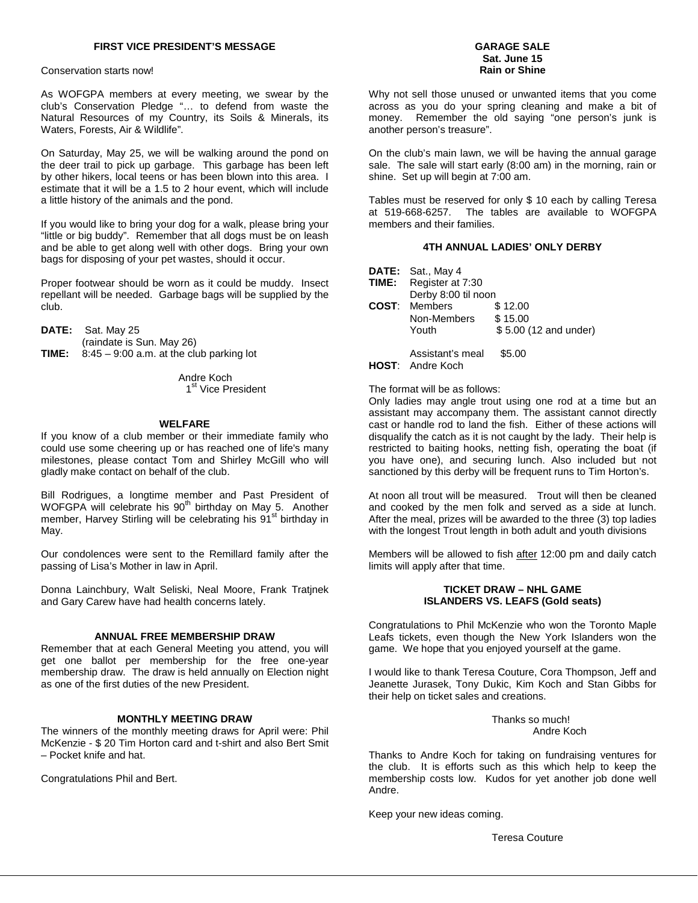## FIRST VICE PRESIDENT'S MESSAGE

Conservation starts now!

As WOFGPA members at every meeting, we swear by the club's Conservation Pledge "… to defend from waste the Natural Resources of my Country, its Soils & Minerals, its Waters, Forests, Air & Wildlife".

On Saturday, May 25, we will be walking around the pond on the deer trail to pick up garbage. This garbage has been left by other hikers, local teens or has been blown into this area. I estimate that it will be a 1.5 to 2 hour event, which will include a little history of the animals and the pond.

If you would like to bring your dog for a walk, please bring your "little or big buddy". Remember that all dogs must be on leash and be able to get along well with other dogs. Bring your own bags for disposing of your pet wastes, should it occur.

Proper footwear should be worn as it could be muddy. Insect repellant will be needed. Garbage bags will be supplied by the club.

**DATE:** Sat. May 25
(raindate is Sun. May 26)
**TIME:** 8:45 – 9:00 a.m. at the club parking lot

Andre Koch
1st Vice President

## WELFARE

If you know of a club member or their immediate family who could use some cheering up or has reached one of life's many milestones, please contact Tom and Shirley McGill who will gladly make contact on behalf of the club.

Bill Rodrigues, a longtime member and Past President of WOFGPA will celebrate his 90th birthday on May 5. Another member, Harvey Stirling will be celebrating his 91st birthday in May.

Our condolences were sent to the Remillard family after the passing of Lisa's Mother in law in April.

Donna Lainchbury, Walt Seliski, Neal Moore, Frank Tratjnek and Gary Carew have had health concerns lately.

## ANNUAL FREE MEMBERSHIP DRAW

Remember that at each General Meeting you attend, you will get one ballot per membership for the free one-year membership draw. The draw is held annually on Election night as one of the first duties of the new President.

## MONTHLY MEETING DRAW

The winners of the monthly meeting draws for April were: Phil McKenzie - $ 20 Tim Horton card and t-shirt and also Bert Smit – Pocket knife and hat.

Congratulations Phil and Bert.

## GARAGE SALE
**Sat. June 15**
**Rain or Shine**

Why not sell those unused or unwanted items that you come across as you do your spring cleaning and make a bit of money. Remember the old saying "one person's junk is another person's treasure".

On the club's main lawn, we will be having the annual garage sale. The sale will start early (8:00 am) in the morning, rain or shine. Set up will begin at 7:00 am.

Tables must be reserved for only $ 10 each by calling Teresa at 519-668-6257. The tables are available to WOFGPA members and their families.

## 4TH ANNUAL LADIES' ONLY DERBY

**DATE:** Sat., May 4
**TIME:** Register at 7:30
Derby 8:00 til noon
**COST**: Members $ 12.00
Non-Members $ 15.00
Youth $ 5.00 (12 and under)

Assistant's meal $5.00
**HOST**: Andre Koch

The format will be as follows:
Only ladies may angle trout using one rod at a time but an assistant may accompany them. The assistant cannot directly cast or handle rod to land the fish. Either of these actions will disqualify the catch as it is not caught by the lady. Their help is restricted to baiting hooks, netting fish, operating the boat (if you have one), and securing lunch. Also included but not sanctioned by this derby will be frequent runs to Tim Horton's.

At noon all trout will be measured. Trout will then be cleaned and cooked by the men folk and served as a side at lunch. After the meal, prizes will be awarded to the three (3) top ladies with the longest Trout length in both adult and youth divisions

Members will be allowed to fish after 12:00 pm and daily catch limits will apply after that time.

## TICKET DRAW – NHL GAME
## ISLANDERS VS. LEAFS (Gold seats)

Congratulations to Phil McKenzie who won the Toronto Maple Leafs tickets, even though the New York Islanders won the game. We hope that you enjoyed yourself at the game.

I would like to thank Teresa Couture, Cora Thompson, Jeff and Jeanette Jurasek, Tony Dukic, Kim Koch and Stan Gibbs for their help on ticket sales and creations.

Thanks so much!
Andre Koch

Thanks to Andre Koch for taking on fundraising ventures for the club. It is efforts such as this which help to keep the membership costs low. Kudos for yet another job done well Andre.

Keep your new ideas coming.

Teresa Couture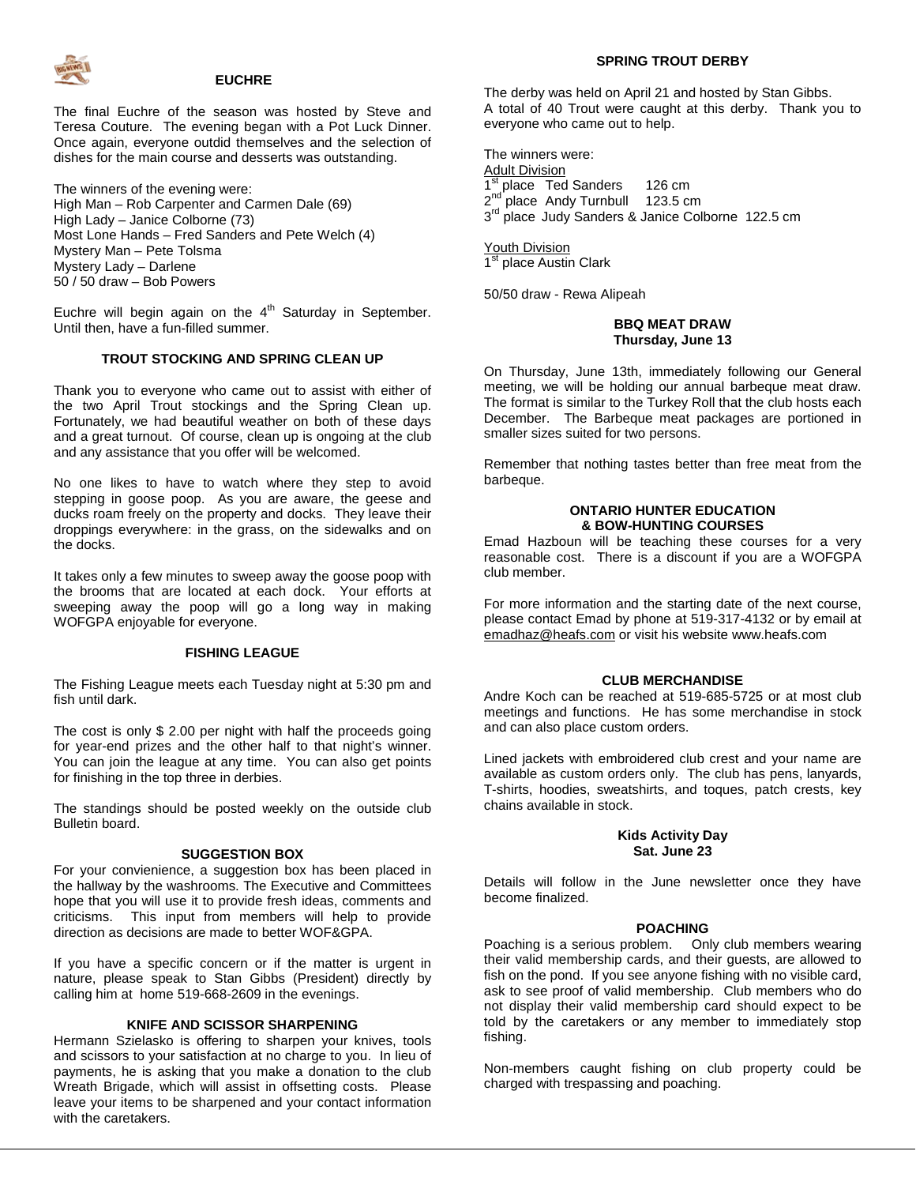## EUCHRE

The final Euchre of the season was hosted by Steve and Teresa Couture. The evening began with a Pot Luck Dinner. Once again, everyone outdid themselves and the selection of dishes for the main course and desserts was outstanding.

The winners of the evening were:
High Man – Rob Carpenter and Carmen Dale (69)
High Lady – Janice Colborne (73)
Most Lone Hands – Fred Sanders and Pete Welch (4)
Mystery Man – Pete Tolsma
Mystery Lady – Darlene
50 / 50 draw – Bob Powers

Euchre will begin again on the 4th Saturday in September. Until then, have a fun-filled summer.

## TROUT STOCKING AND SPRING CLEAN UP

Thank you to everyone who came out to assist with either of the two April Trout stockings and the Spring Clean up. Fortunately, we had beautiful weather on both of these days and a great turnout. Of course, clean up is ongoing at the club and any assistance that you offer will be welcomed.

No one likes to have to watch where they step to avoid stepping in goose poop. As you are aware, the geese and ducks roam freely on the property and docks. They leave their droppings everywhere: in the grass, on the sidewalks and on the docks.

It takes only a few minutes to sweep away the goose poop with the brooms that are located at each dock. Your efforts at sweeping away the poop will go a long way in making WOFGPA enjoyable for everyone.

## FISHING LEAGUE

The Fishing League meets each Tuesday night at 5:30 pm and fish until dark.

The cost is only $ 2.00 per night with half the proceeds going for year-end prizes and the other half to that night's winner. You can join the league at any time. You can also get points for finishing in the top three in derbies.

The standings should be posted weekly on the outside club Bulletin board.

## SUGGESTION BOX

For your convienience, a suggestion box has been placed in the hallway by the washrooms. The Executive and Committees hope that you will use it to provide fresh ideas, comments and criticisms. This input from members will help to provide direction as decisions are made to better WOF&GPA.

If you have a specific concern or if the matter is urgent in nature, please speak to Stan Gibbs (President) directly by calling him at home 519-668-2609 in the evenings.

## KNIFE AND SCISSOR SHARPENING

Hermann Szielasko is offering to sharpen your knives, tools and scissors to your satisfaction at no charge to you. In lieu of payments, he is asking that you make a donation to the club Wreath Brigade, which will assist in offsetting costs. Please leave your items to be sharpened and your contact information with the caretakers.

## SPRING TROUT DERBY

The derby was held on April 21 and hosted by Stan Gibbs. A total of 40 Trout were caught at this derby. Thank you to everyone who came out to help.

The winners were:

Adult Division
1st place Ted Sanders 126 cm
2nd place Andy Turnbull 123.5 cm
3rd place Judy Sanders & Janice Colborne 122.5 cm

Youth Division
1st place Austin Clark

50/50 draw - Rewa Alipeah

## BBQ MEAT DRAW
**Thursday, June 13**

On Thursday, June 13th, immediately following our General meeting, we will be holding our annual barbeque meat draw. The format is similar to the Turkey Roll that the club hosts each December. The Barbeque meat packages are portioned in smaller sizes suited for two persons.

Remember that nothing tastes better than free meat from the barbeque.

## ONTARIO HUNTER EDUCATION & BOW-HUNTING COURSES

Emad Hazboun will be teaching these courses for a very reasonable cost. There is a discount if you are a WOFGPA club member.

For more information and the starting date of the next course, please contact Emad by phone at 519-317-4132 or by email at emadhaz@heafs.com or visit his website www.heafs.com

## CLUB MERCHANDISE

Andre Koch can be reached at 519-685-5725 or at most club meetings and functions. He has some merchandise in stock and can also place custom orders.

Lined jackets with embroidered club crest and your name are available as custom orders only. The club has pens, lanyards, T-shirts, hoodies, sweatshirts, and toques, patch crests, key chains available in stock.

## Kids Activity Day
**Sat. June 23**

Details will follow in the June newsletter once they have become finalized.

## POACHING

Poaching is a serious problem. Only club members wearing their valid membership cards, and their guests, are allowed to fish on the pond. If you see anyone fishing with no visible card, ask to see proof of valid membership. Club members who do not display their valid membership card should expect to be told by the caretakers or any member to immediately stop fishing.

Non-members caught fishing on club property could be charged with trespassing and poaching.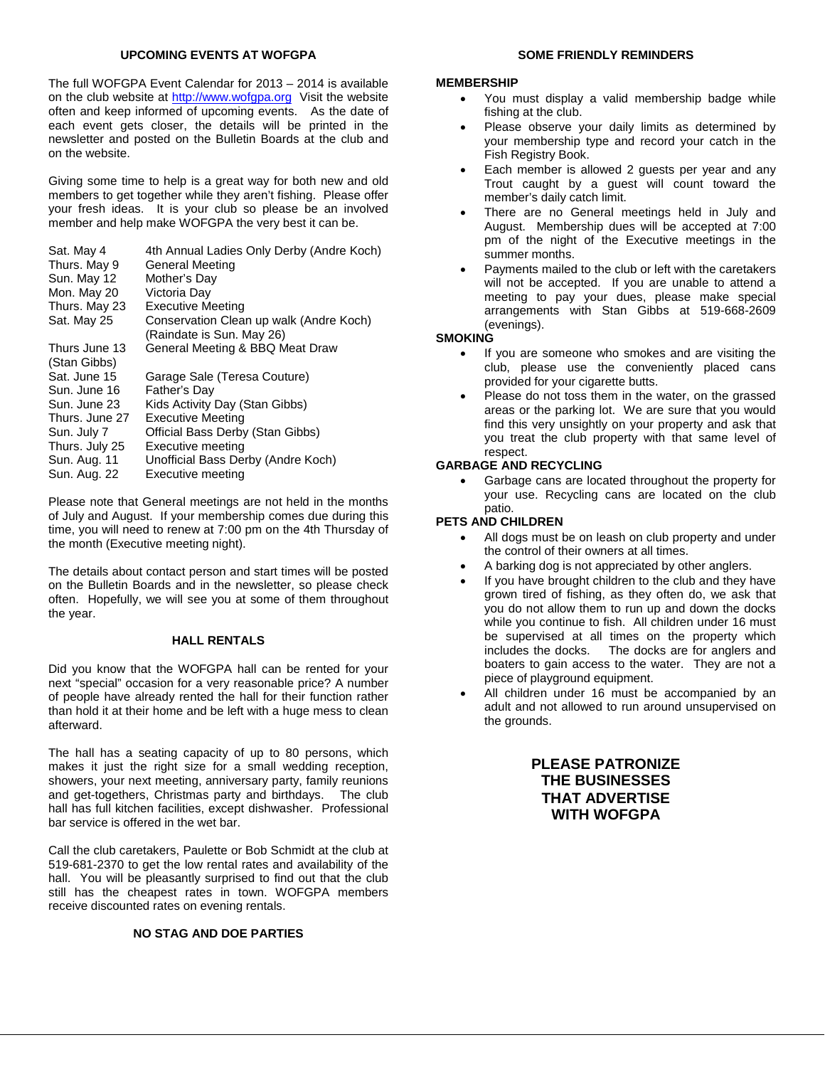## UPCOMING EVENTS AT WOFGPA

The full WOFGPA Event Calendar for 2013 – 2014 is available on the club website at http://www.wofgpa.org Visit the website often and keep informed of upcoming events. As the date of each event gets closer, the details will be printed in the newsletter and posted on the Bulletin Boards at the club and on the website.

Giving some time to help is a great way for both new and old members to get together while they aren't fishing. Please offer your fresh ideas. It is your club so please be an involved member and help make WOFGPA the very best it can be.

| | |
|---|---|
| Sat. May 4 | 4th Annual Ladies Only Derby (Andre Koch) |
| Thurs. May 9 | General Meeting |
| Sun. May 12 | Mother's Day |
| Mon. May 20 | Victoria Day |
| Thurs. May 23 | Executive Meeting |
| Sat. May 25 | Conservation Clean up walk (Andre Koch) (Raindate is Sun. May 26) |
| Thurs June 13 (Stan Gibbs) | General Meeting & BBQ Meat Draw |
| Sat. June 15 | Garage Sale (Teresa Couture) |
| Sun. June 16 | Father's Day |
| Sun. June 23 | Kids Activity Day (Stan Gibbs) |
| Thurs. June 27 | Executive Meeting |
| Sun. July 7 | Official Bass Derby (Stan Gibbs) |
| Thurs. July 25 | Executive meeting |
| Sun. Aug. 11 | Unofficial Bass Derby (Andre Koch) |
| Sun. Aug. 22 | Executive meeting |

Please note that General meetings are not held in the months of July and August. If your membership comes due during this time, you will need to renew at 7:00 pm on the 4th Thursday of the month (Executive meeting night).

The details about contact person and start times will be posted on the Bulletin Boards and in the newsletter, so please check often. Hopefully, we will see you at some of them throughout the year.

## HALL RENTALS

Did you know that the WOFGPA hall can be rented for your next "special" occasion for a very reasonable price? A number of people have already rented the hall for their function rather than hold it at their home and be left with a huge mess to clean afterward.

The hall has a seating capacity of up to 80 persons, which makes it just the right size for a small wedding reception, showers, your next meeting, anniversary party, family reunions and get-togethers, Christmas party and birthdays. The club hall has full kitchen facilities, except dishwasher. Professional bar service is offered in the wet bar.

Call the club caretakers, Paulette or Bob Schmidt at the club at 519-681-2370 to get the low rental rates and availability of the hall. You will be pleasantly surprised to find out that the club still has the cheapest rates in town. WOFGPA members receive discounted rates on evening rentals.

**NO STAG AND DOE PARTIES**

## SOME FRIENDLY REMINDERS

**MEMBERSHIP**

- You must display a valid membership badge while fishing at the club.
- Please observe your daily limits as determined by your membership type and record your catch in the Fish Registry Book.
- Each member is allowed 2 guests per year and any Trout caught by a guest will count toward the member's daily catch limit.
- There are no General meetings held in July and August. Membership dues will be accepted at 7:00 pm of the night of the Executive meetings in the summer months.
- Payments mailed to the club or left with the caretakers will not be accepted. If you are unable to attend a meeting to pay your dues, please make special arrangements with Stan Gibbs at 519-668-2609 (evenings).

**SMOKING**

- If you are someone who smokes and are visiting the club, please use the conveniently placed cans provided for your cigarette butts.
- Please do not toss them in the water, on the grassed areas or the parking lot. We are sure that you would find this very unsightly on your property and ask that you treat the club property with that same level of respect.

**GARBAGE AND RECYCLING**

- Garbage cans are located throughout the property for your use. Recycling cans are located on the club patio.

**PETS AND CHILDREN**

- All dogs must be on leash on club property and under the control of their owners at all times.
- A barking dog is not appreciated by other anglers.
- If you have brought children to the club and they have grown tired of fishing, as they often do, we ask that you do not allow them to run up and down the docks while you continue to fish. All children under 16 must be supervised at all times on the property which includes the docks. The docks are for anglers and boaters to gain access to the water. They are not a piece of playground equipment.
- All children under 16 must be accompanied by an adult and not allowed to run around unsupervised on the grounds.

**PLEASE PATRONIZE THE BUSINESSES THAT ADVERTISE WITH WOFGPA**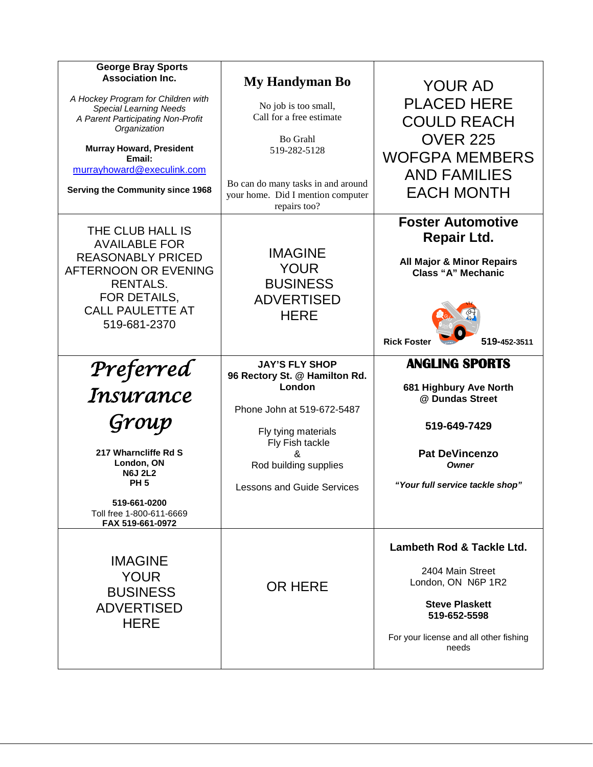| | | |
|---|---|---|
| **George Bray Sports Association Inc.**<br><br>*A Hockey Program for Children with Special Learning Needs*<br>*A Parent Participating Non-Profit Organization*<br><br>**Murray Howard, President**<br>**Email:**<br>murrayhoward@execulink.com<br><br>**Serving the Community since 1968** | **My Handyman Bo**<br><br>No job is too small,<br>Call for a free estimate<br><br>Bo Grahl<br>519-282-5128<br><br>Bo can do many tasks in and around your home. Did I mention computer repairs too? | YOUR AD PLACED HERE COULD REACH OVER 225 WOFGPA MEMBERS AND FAMILIES EACH MONTH |
| THE CLUB HALL IS AVAILABLE FOR REASONABLY PRICED AFTERNOON OR EVENING RENTALS.<br>FOR DETAILS,<br>CALL PAULETTE AT<br>519-681-2370 | IMAGINE YOUR BUSINESS ADVERTISED HERE | **Foster Automotive Repair Ltd.**<br><br>**All Major & Minor Repairs**<br>**Class "A" Mechanic**<br><br>**Rick Foster** **519-452-3511** |
| ***Preferred Insurance Group***<br><br>**217 Wharncliffe Rd S**<br>**London, ON**<br>**N6J 2L2**<br>**PH 5**<br><br>**519-661-0200**<br>Toll free 1-800-611-6669<br>**FAX 519-661-0972** | **JAY'S FLY SHOP**<br>**96 Rectory St. @ Hamilton Rd.**<br>**London**<br><br>Phone John at 519-672-5487<br><br>Fly tying materials<br>Fly Fish tackle<br>&<br>Rod building supplies<br><br>Lessons and Guide Services | **ANGLING SPORTS**<br><br>**681 Highbury Ave North**<br>**@ Dundas Street**<br><br>**519-649-7429**<br><br>**Pat DeVincenzo**<br>***Owner***<br><br>***"Your full service tackle shop"*** |
| IMAGINE YOUR BUSINESS ADVERTISED HERE | OR HERE | **Lambeth Rod & Tackle Ltd.**<br><br>2404 Main Street<br>London, ON N6P 1R2<br><br>**Steve Plaskett**<br>**519-652-5598**<br><br>For your license and all other fishing needs |